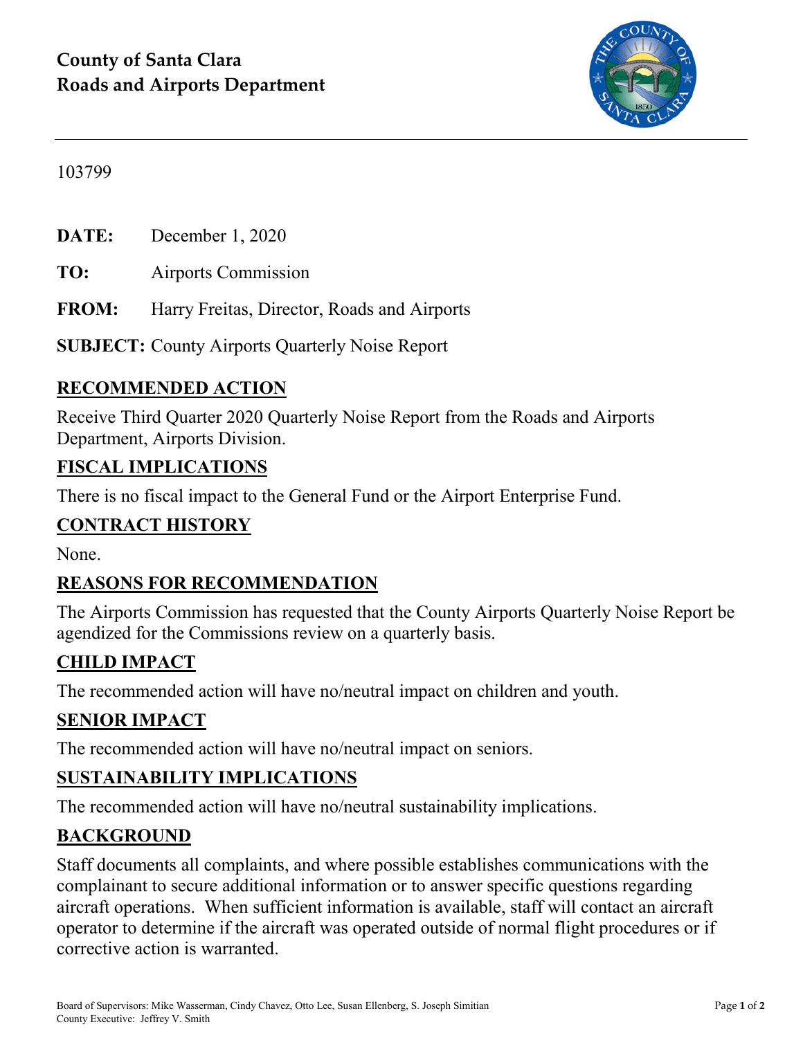**County of Santa Clara**
**Roads and Airports Department**

103799

**DATE:** December 1, 2020

**TO:** Airports Commission

**FROM:** Harry Freitas, Director, Roads and Airports

**SUBJECT:** County Airports Quarterly Noise Report

## RECOMMENDED ACTION

Receive Third Quarter 2020 Quarterly Noise Report from the Roads and Airports Department, Airports Division.

## FISCAL IMPLICATIONS

There is no fiscal impact to the General Fund or the Airport Enterprise Fund.

## CONTRACT HISTORY

None.

## REASONS FOR RECOMMENDATION

The Airports Commission has requested that the County Airports Quarterly Noise Report be agendized for the Commissions review on a quarterly basis.

## CHILD IMPACT

The recommended action will have no/neutral impact on children and youth.

## SENIOR IMPACT

The recommended action will have no/neutral impact on seniors.

## SUSTAINABILITY IMPLICATIONS

The recommended action will have no/neutral sustainability implications.

## BACKGROUND

Staff documents all complaints, and where possible establishes communications with the complainant to secure additional information or to answer specific questions regarding aircraft operations. When sufficient information is available, staff will contact an aircraft operator to determine if the aircraft was operated outside of normal flight procedures or if corrective action is warranted.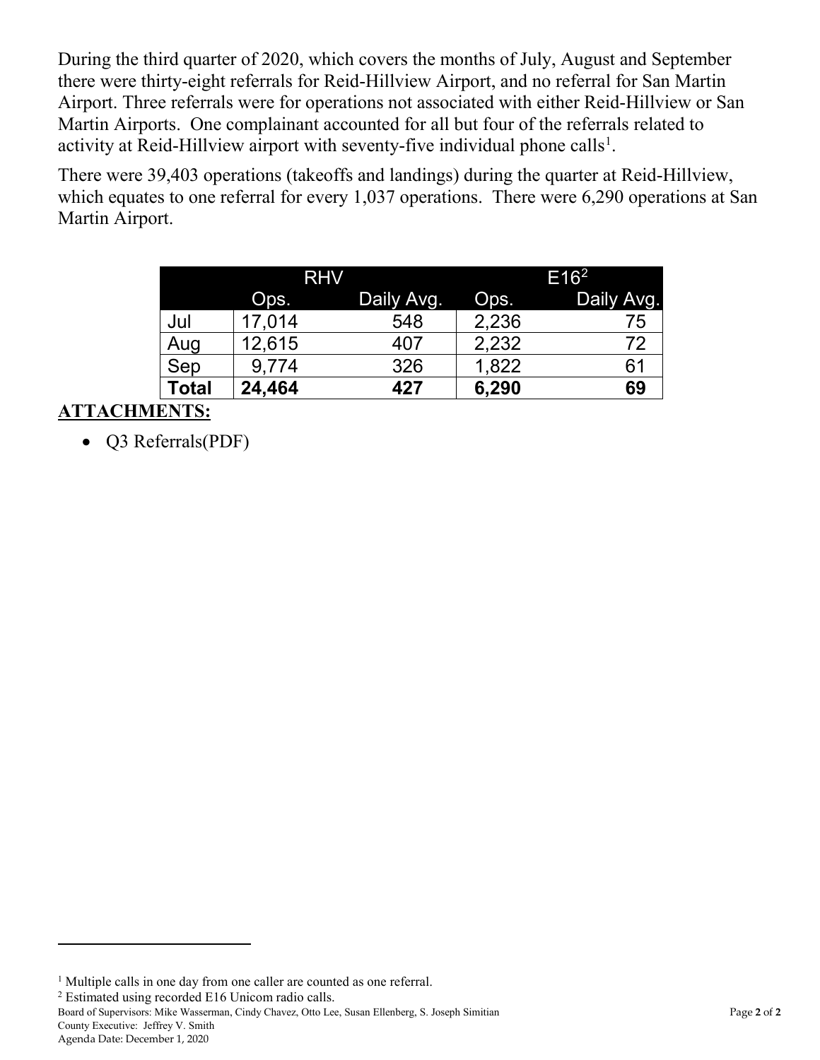During the third quarter of 2020, which covers the months of July, August and September there were thirty-eight referrals for Reid-Hillview Airport, and no referral for San Martin Airport. Three referrals were for operations not associated with either Reid-Hillview or San Martin Airports. One complainant accounted for all but four of the referrals related to activity at Reid-Hillview airport with seventy-five individual phone calls[1].

There were 39,403 operations (takeoffs and landings) during the quarter at Reid-Hillview, which equates to one referral for every 1,037 operations. There were 6,290 operations at San Martin Airport.

| | RHV | | E16[2] | |
|---|---|---|---|---|
| | Ops. | Daily Avg. | Ops. | Daily Avg. |
| Jul | 17,014 | 548 | 2,236 | 75 |
| Aug | 12,615 | 407 | 2,232 | 72 |
| Sep | 9,774 | 326 | 1,822 | 61 |
| **Total** | **24,464** | **427** | **6,290** | **69** |

## ATTACHMENTS:

- Q3 Referrals(PDF)

---

[1] Multiple calls in one day from one caller are counted as one referral.

[2] Estimated using recorded E16 Unicom radio calls.

Board of Supervisors: Mike Wasserman, Cindy Chavez, Otto Lee, Susan Ellenberg, S. Joseph Simitian
County Executive: Jeffrey V. Smith
Agenda Date: December 1, 2020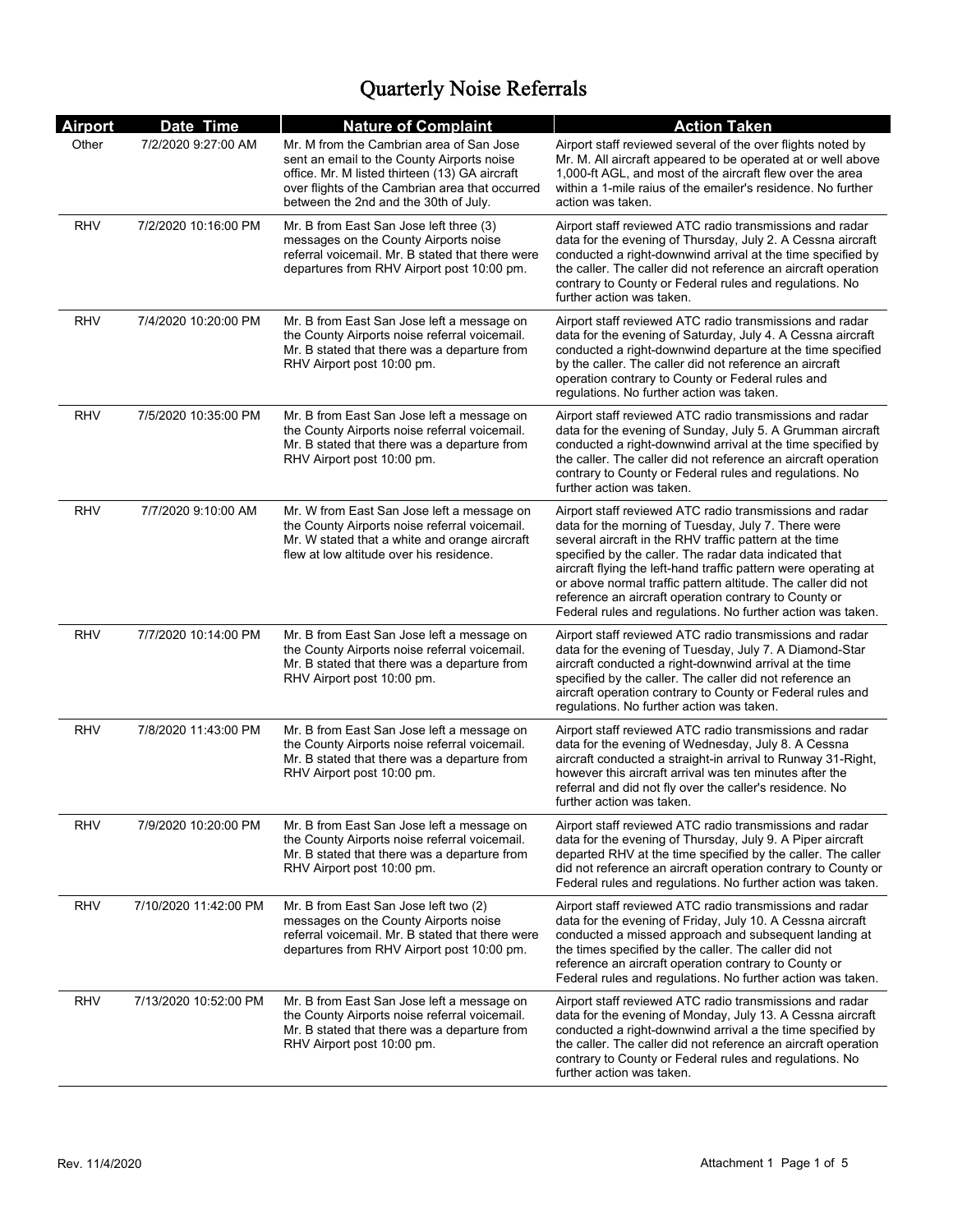# Quarterly Noise Referrals

| Airport | Date Time | Nature of Complaint | Action Taken |
|---|---|---|---|
| Other | 7/2/2020 9:27:00 AM | Mr. M from the Cambrian area of San Jose sent an email to the County Airports noise office. Mr. M listed thirteen (13) GA aircraft over flights of the Cambrian area that occurred between the 2nd and the 30th of July. | Airport staff reviewed several of the over flights noted by Mr. M. All aircraft appeared to be operated at or well above 1,000-ft AGL, and most of the aircraft flew over the area within a 1-mile raius of the emailer's residence. No further action was taken. |
| RHV | 7/2/2020 10:16:00 PM | Mr. B from East San Jose left three (3) messages on the County Airports noise referral voicemail. Mr. B stated that there were departures from RHV Airport post 10:00 pm. | Airport staff reviewed ATC radio transmissions and radar data for the evening of Thursday, July 2. A Cessna aircraft conducted a right-downwind arrival at the time specified by the caller. The caller did not reference an aircraft operation contrary to County or Federal rules and regulations. No further action was taken. |
| RHV | 7/4/2020 10:20:00 PM | Mr. B from East San Jose left a message on the County Airports noise referral voicemail. Mr. B stated that there was a departure from RHV Airport post 10:00 pm. | Airport staff reviewed ATC radio transmissions and radar data for the evening of Saturday, July 4. A Cessna aircraft conducted a right-downwind departure at the time specified by the caller. The caller did not reference an aircraft operation contrary to County or Federal rules and regulations. No further action was taken. |
| RHV | 7/5/2020 10:35:00 PM | Mr. B from East San Jose left a message on the County Airports noise referral voicemail. Mr. B stated that there was a departure from RHV Airport post 10:00 pm. | Airport staff reviewed ATC radio transmissions and radar data for the evening of Sunday, July 5. A Grumman aircraft conducted a right-downwind arrival at the time specified by the caller. The caller did not reference an aircraft operation contrary to County or Federal rules and regulations. No further action was taken. |
| RHV | 7/7/2020 9:10:00 AM | Mr. W from East San Jose left a message on the County Airports noise referral voicemail. Mr. W stated that a white and orange aircraft flew at low altitude over his residence. | Airport staff reviewed ATC radio transmissions and radar data for the morning of Tuesday, July 7. There were several aircraft in the RHV traffic pattern at the time specified by the caller. The radar data indicated that aircraft flying the left-hand traffic pattern were operating at or above normal traffic pattern altitude. The caller did not reference an aircraft operation contrary to County or Federal rules and regulations. No further action was taken. |
| RHV | 7/7/2020 10:14:00 PM | Mr. B from East San Jose left a message on the County Airports noise referral voicemail. Mr. B stated that there was a departure from RHV Airport post 10:00 pm. | Airport staff reviewed ATC radio transmissions and radar data for the evening of Tuesday, July 7. A Diamond-Star aircraft conducted a right-downwind arrival at the time specified by the caller. The caller did not reference an aircraft operation contrary to County or Federal rules and regulations. No further action was taken. |
| RHV | 7/8/2020 11:43:00 PM | Mr. B from East San Jose left a message on the County Airports noise referral voicemail. Mr. B stated that there was a departure from RHV Airport post 10:00 pm. | Airport staff reviewed ATC radio transmissions and radar data for the evening of Wednesday, July 8. A Cessna aircraft conducted a straight-in arrival to Runway 31-Right, however this aircraft arrival was ten minutes after the referral and did not fly over the caller's residence. No further action was taken. |
| RHV | 7/9/2020 10:20:00 PM | Mr. B from East San Jose left a message on the County Airports noise referral voicemail. Mr. B stated that there was a departure from RHV Airport post 10:00 pm. | Airport staff reviewed ATC radio transmissions and radar data for the evening of Thursday, July 9. A Piper aircraft departed RHV at the time specified by the caller. The caller did not reference an aircraft operation contrary to County or Federal rules and regulations. No further action was taken. |
| RHV | 7/10/2020 11:42:00 PM | Mr. B from East San Jose left two (2) messages on the County Airports noise referral voicemail. Mr. B stated that there were departures from RHV Airport post 10:00 pm. | Airport staff reviewed ATC radio transmissions and radar data for the evening of Friday, July 10. A Cessna aircraft conducted a missed approach and subsequent landing at the times specified by the caller. The caller did not reference an aircraft operation contrary to County or Federal rules and regulations. No further action was taken. |
| RHV | 7/13/2020 10:52:00 PM | Mr. B from East San Jose left a message on the County Airports noise referral voicemail. Mr. B stated that there was a departure from RHV Airport post 10:00 pm. | Airport staff reviewed ATC radio transmissions and radar data for the evening of Monday, July 13. A Cessna aircraft conducted a right-downwind arrival a the time specified by the caller. The caller did not reference an aircraft operation contrary to County or Federal rules and regulations. No further action was taken. |

Rev. 11/4/2020

Attachment 1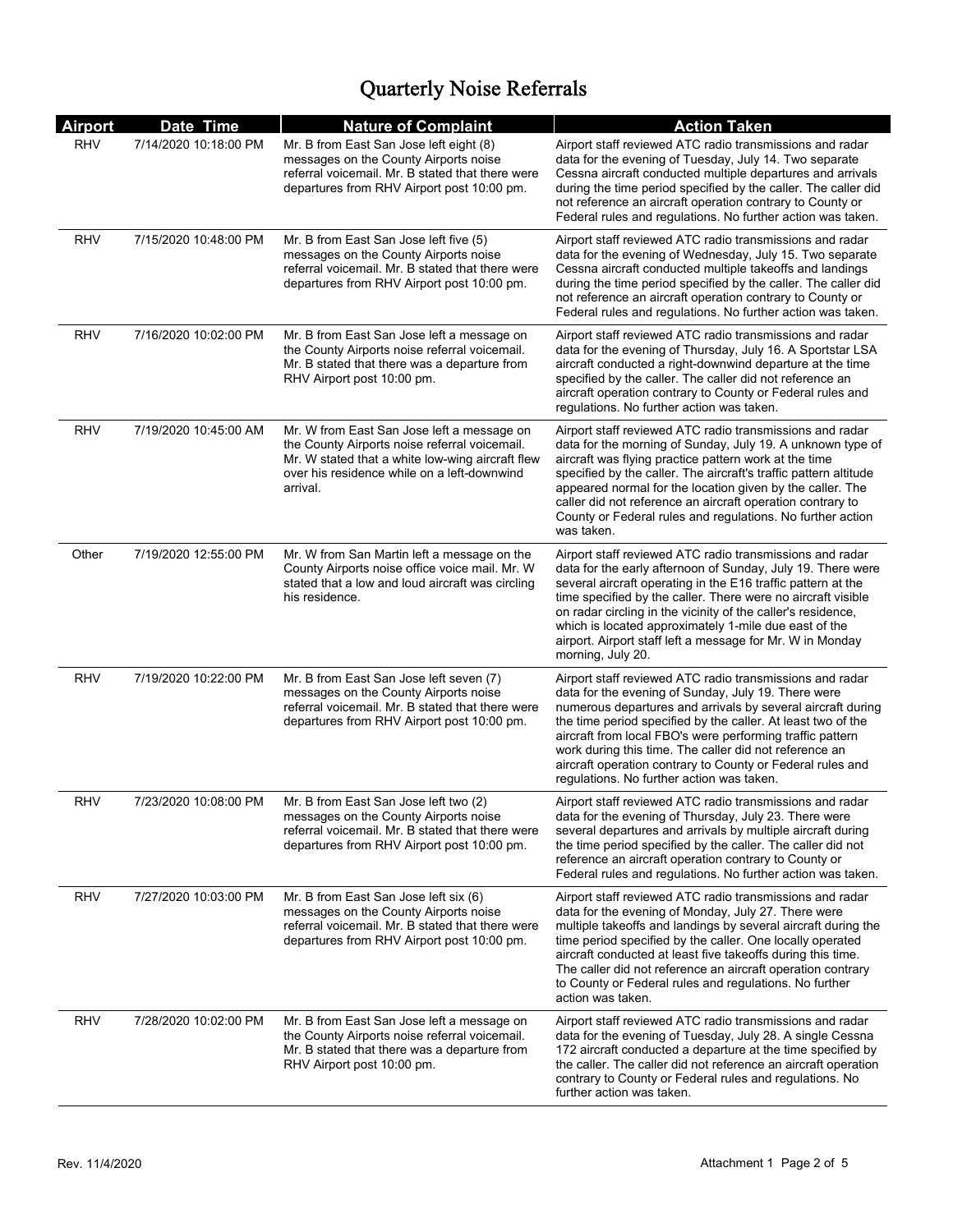# Quarterly Noise Referrals

| Airport | Date Time | Nature of Complaint | Action Taken |
|---|---|---|---|
| RHV | 7/14/2020 10:18:00 PM | Mr. B from East San Jose left eight (8) messages on the County Airports noise referral voicemail. Mr. B stated that there were departures from RHV Airport post 10:00 pm. | Airport staff reviewed ATC radio transmissions and radar data for the evening of Tuesday, July 14. Two separate Cessna aircraft conducted multiple departures and arrivals during the time period specified by the caller. The caller did not reference an aircraft operation contrary to County or Federal rules and regulations. No further action was taken. |
| RHV | 7/15/2020 10:48:00 PM | Mr. B from East San Jose left five (5) messages on the County Airports noise referral voicemail. Mr. B stated that there were departures from RHV Airport post 10:00 pm. | Airport staff reviewed ATC radio transmissions and radar data for the evening of Wednesday, July 15. Two separate Cessna aircraft conducted multiple takeoffs and landings during the time period specified by the caller. The caller did not reference an aircraft operation contrary to County or Federal rules and regulations. No further action was taken. |
| RHV | 7/16/2020 10:02:00 PM | Mr. B from East San Jose left a message on the County Airports noise referral voicemail. Mr. B stated that there was a departure from RHV Airport post 10:00 pm. | Airport staff reviewed ATC radio transmissions and radar data for the evening of Thursday, July 16. A Sportstar LSA aircraft conducted a right-downwind departure at the time specified by the caller. The caller did not reference an aircraft operation contrary to County or Federal rules and regulations. No further action was taken. |
| RHV | 7/19/2020 10:45:00 AM | Mr. W from East San Jose left a message on the County Airports noise referral voicemail. Mr. W stated that a white low-wing aircraft flew over his residence while on a left-downwind arrival. | Airport staff reviewed ATC radio transmissions and radar data for the morning of Sunday, July 19. A unknown type of aircraft was flying practice pattern work at the time specified by the caller. The aircraft's traffic pattern altitude appeared normal for the location given by the caller. The caller did not reference an aircraft operation contrary to County or Federal rules and regulations. No further action was taken. |
| Other | 7/19/2020 12:55:00 PM | Mr. W from San Martin left a message on the County Airports noise office voice mail. Mr. W stated that a low and loud aircraft was circling his residence. | Airport staff reviewed ATC radio transmissions and radar data for the early afternoon of Sunday, July 19. There were several aircraft operating in the E16 traffic pattern at the time specified by the caller. There were no aircraft visible on radar circling in the vicinity of the caller's residence, which is located approximately 1-mile due east of the airport. Airport staff left a message for Mr. W in Monday morning, July 20. |
| RHV | 7/19/2020 10:22:00 PM | Mr. B from East San Jose left seven (7) messages on the County Airports noise referral voicemail. Mr. B stated that there were departures from RHV Airport post 10:00 pm. | Airport staff reviewed ATC radio transmissions and radar data for the evening of Sunday, July 19. There were numerous departures and arrivals by several aircraft during the time period specified by the caller. At least two of the aircraft from local FBO's were performing traffic pattern work during this time. The caller did not reference an aircraft operation contrary to County or Federal rules and regulations. No further action was taken. |
| RHV | 7/23/2020 10:08:00 PM | Mr. B from East San Jose left two (2) messages on the County Airports noise referral voicemail. Mr. B stated that there were departures from RHV Airport post 10:00 pm. | Airport staff reviewed ATC radio transmissions and radar data for the evening of Thursday, July 23. There were several departures and arrivals by multiple aircraft during the time period specified by the caller. The caller did not reference an aircraft operation contrary to County or Federal rules and regulations. No further action was taken. |
| RHV | 7/27/2020 10:03:00 PM | Mr. B from East San Jose left six (6) messages on the County Airports noise referral voicemail. Mr. B stated that there were departures from RHV Airport post 10:00 pm. | Airport staff reviewed ATC radio transmissions and radar data for the evening of Monday, July 27. There were multiple takeoffs and landings by several aircraft during the time period specified by the caller. One locally operated aircraft conducted at least five takeoffs during this time. The caller did not reference an aircraft operation contrary to County or Federal rules and regulations. No further action was taken. |
| RHV | 7/28/2020 10:02:00 PM | Mr. B from East San Jose left a message on the County Airports noise referral voicemail. Mr. B stated that there was a departure from RHV Airport post 10:00 pm. | Airport staff reviewed ATC radio transmissions and radar data for the evening of Tuesday, July 28. A single Cessna 172 aircraft conducted a departure at the time specified by the caller. The caller did not reference an aircraft operation contrary to County or Federal rules and regulations. No further action was taken. |

Rev. 11/4/2020

Attachment 1 Page 2 of 5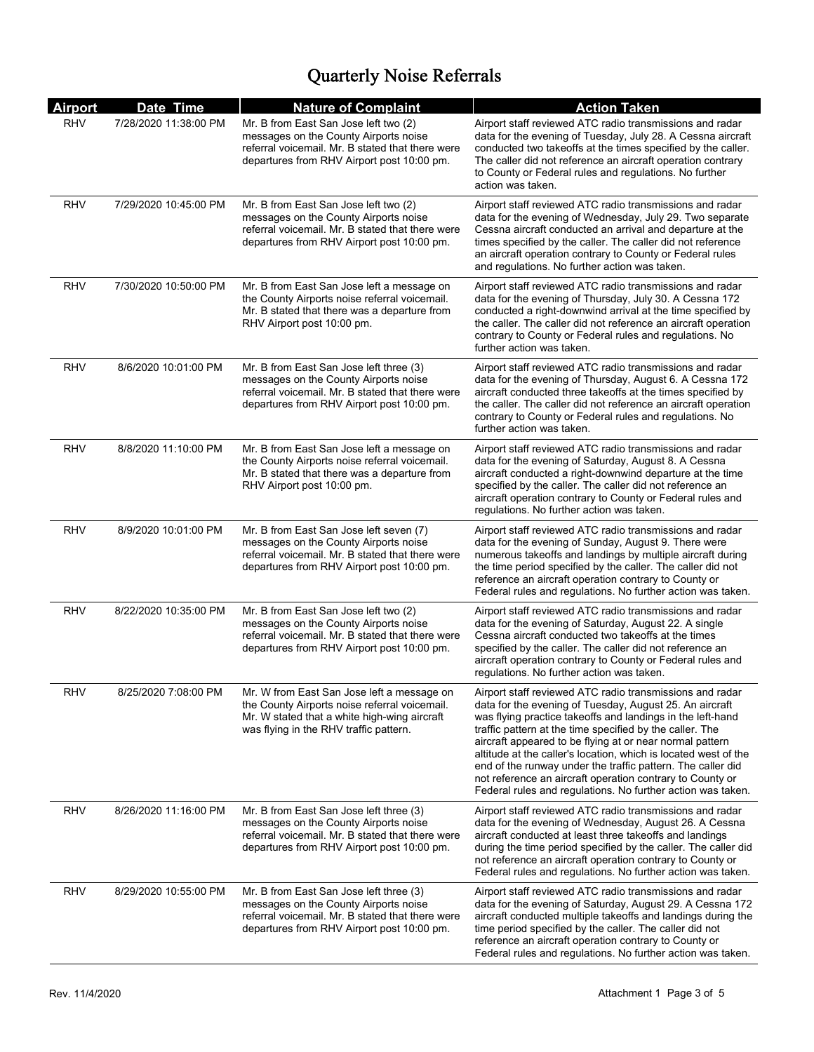# Quarterly Noise Referrals

| Airport | Date Time | Nature of Complaint | Action Taken |
|---|---|---|---|
| RHV | 7/28/2020 11:38:00 PM | Mr. B from East San Jose left two (2) messages on the County Airports noise referral voicemail. Mr. B stated that there were departures from RHV Airport post 10:00 pm. | Airport staff reviewed ATC radio transmissions and radar data for the evening of Tuesday, July 28. A Cessna aircraft conducted two takeoffs at the times specified by the caller. The caller did not reference an aircraft operation contrary to County or Federal rules and regulations. No further action was taken. |
| RHV | 7/29/2020 10:45:00 PM | Mr. B from East San Jose left two (2) messages on the County Airports noise referral voicemail. Mr. B stated that there were departures from RHV Airport post 10:00 pm. | Airport staff reviewed ATC radio transmissions and radar data for the evening of Wednesday, July 29. Two separate Cessna aircraft conducted an arrival and departure at the times specified by the caller. The caller did not reference an aircraft operation contrary to County or Federal rules and regulations. No further action was taken. |
| RHV | 7/30/2020 10:50:00 PM | Mr. B from East San Jose left a message on the County Airports noise referral voicemail. Mr. B stated that there was a departure from RHV Airport post 10:00 pm. | Airport staff reviewed ATC radio transmissions and radar data for the evening of Thursday, July 30. A Cessna 172 conducted a right-downwind arrival at the time specified by the caller. The caller did not reference an aircraft operation contrary to County or Federal rules and regulations. No further action was taken. |
| RHV | 8/6/2020 10:01:00 PM | Mr. B from East San Jose left three (3) messages on the County Airports noise referral voicemail. Mr. B stated that there were departures from RHV Airport post 10:00 pm. | Airport staff reviewed ATC radio transmissions and radar data for the evening of Thursday, August 6. A Cessna 172 aircraft conducted three takeoffs at the times specified by the caller. The caller did not reference an aircraft operation contrary to County or Federal rules and regulations. No further action was taken. |
| RHV | 8/8/2020 11:10:00 PM | Mr. B from East San Jose left a message on the County Airports noise referral voicemail. Mr. B stated that there was a departure from RHV Airport post 10:00 pm. | Airport staff reviewed ATC radio transmissions and radar data for the evening of Saturday, August 8. A Cessna aircraft conducted a right-downwind departure at the time specified by the caller. The caller did not reference an aircraft operation contrary to County or Federal rules and regulations. No further action was taken. |
| RHV | 8/9/2020 10:01:00 PM | Mr. B from East San Jose left seven (7) messages on the County Airports noise referral voicemail. Mr. B stated that there were departures from RHV Airport post 10:00 pm. | Airport staff reviewed ATC radio transmissions and radar data for the evening of Sunday, August 9. There were numerous takeoffs and landings by multiple aircraft during the time period specified by the caller. The caller did not reference an aircraft operation contrary to County or Federal rules and regulations. No further action was taken. |
| RHV | 8/22/2020 10:35:00 PM | Mr. B from East San Jose left two (2) messages on the County Airports noise referral voicemail. Mr. B stated that there were departures from RHV Airport post 10:00 pm. | Airport staff reviewed ATC radio transmissions and radar data for the evening of Saturday, August 22. A single Cessna aircraft conducted two takeoffs at the times specified by the caller. The caller did not reference an aircraft operation contrary to County or Federal rules and regulations. No further action was taken. |
| RHV | 8/25/2020 7:08:00 PM | Mr. W from East San Jose left a message on the County Airports noise referral voicemail. Mr. W stated that a white high-wing aircraft was flying in the RHV traffic pattern. | Airport staff reviewed ATC radio transmissions and radar data for the evening of Tuesday, August 25. An aircraft was flying practice takeoffs and landings in the left-hand traffic pattern at the time specified by the caller. The aircraft appeared to be flying at or near normal pattern altitude at the caller's location, which is located west of the end of the runway under the traffic pattern. The caller did not reference an aircraft operation contrary to County or Federal rules and regulations. No further action was taken. |
| RHV | 8/26/2020 11:16:00 PM | Mr. B from East San Jose left three (3) messages on the County Airports noise referral voicemail. Mr. B stated that there were departures from RHV Airport post 10:00 pm. | Airport staff reviewed ATC radio transmissions and radar data for the evening of Wednesday, August 26. A Cessna aircraft conducted at least three takeoffs and landings during the time period specified by the caller. The caller did not reference an aircraft operation contrary to County or Federal rules and regulations. No further action was taken. |
| RHV | 8/29/2020 10:55:00 PM | Mr. B from East San Jose left three (3) messages on the County Airports noise referral voicemail. Mr. B stated that there were departures from RHV Airport post 10:00 pm. | Airport staff reviewed ATC radio transmissions and radar data for the evening of Saturday, August 29. A Cessna 172 aircraft conducted multiple takeoffs and landings during the time period specified by the caller. The caller did not reference an aircraft operation contrary to County or Federal rules and regulations. No further action was taken. |

Rev. 11/4/2020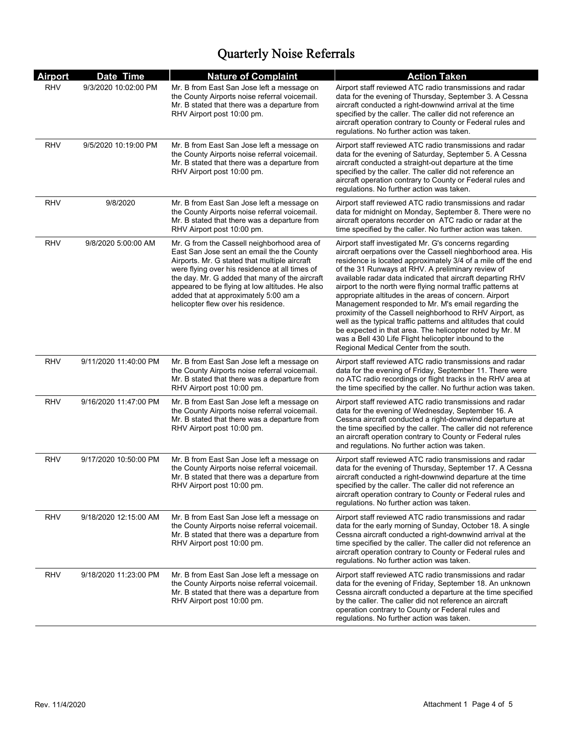# Quarterly Noise Referrals

| Airport | Date Time | Nature of Complaint | Action Taken |
|---|---|---|---|
| RHV | 9/3/2020 10:02:00 PM | Mr. B from East San Jose left a message on the County Airports noise referral voicemail. Mr. B stated that there was a departure from RHV Airport post 10:00 pm. | Airport staff reviewed ATC radio transmissions and radar data for the evening of Thursday, September 3. A Cessna aircraft conducted a right-downwind arrival at the time specified by the caller. The caller did not reference an aircraft operation contrary to County or Federal rules and regulations. No further action was taken. |
| RHV | 9/5/2020 10:19:00 PM | Mr. B from East San Jose left a message on the County Airports noise referral voicemail. Mr. B stated that there was a departure from RHV Airport post 10:00 pm. | Airport staff reviewed ATC radio transmissions and radar data for the evening of Saturday, September 5. A Cessna aircraft conducted a straight-out departure at the time specified by the caller. The caller did not reference an aircraft operation contrary to County or Federal rules and regulations. No further action was taken. |
| RHV | 9/8/2020 | Mr. B from East San Jose left a message on the County Airports noise referral voicemail. Mr. B stated that there was a departure from RHV Airport post 10:00 pm. | Airport staff reviewed ATC radio transmissions and radar data for midnight on Monday, September 8. There were no aircraft operatons recorder on ATC radio or radar at the time specified by the caller. No further action was taken. |
| RHV | 9/8/2020 5:00:00 AM | Mr. G from the Cassell neighborhood area of East San Jose sent an email the the County Airports. Mr. G stated that multiple aircraft were flying over his residence at all times of the day. Mr. G added that many of the aircraft appeared to be flying at low altitudes. He also added that at approximately 5:00 am a helicopter flew over his residence. | Airport staff investigated Mr. G's concerns regarding aircraft oerpations over the Cassell nieghborhood area. His residence is located approximately 3/4 of a mile off the end of the 31 Runways at RHV. A preliminary review of available radar data indicated that aircraft departing RHV airport to the north were flying normal traffic patterns at appropriate altitudes in the areas of concern. Airport Management responded to Mr. M's email regarding the proximity of the Cassell neighborhood to RHV Airport, as well as the typical traffic patterns and altitudes that could be expected in that area. The helicopter noted by Mr. M was a Bell 430 Life Flight helicopter inbound to the Regional Medical Center from the south. |
| RHV | 9/11/2020 11:40:00 PM | Mr. B from East San Jose left a message on the County Airports noise referral voicemail. Mr. B stated that there was a departure from RHV Airport post 10:00 pm. | Airport staff reviewed ATC radio transmissions and radar data for the evening of Friday, September 11. There were no ATC radio recordings or flight tracks in the RHV area at the time specified by the caller. No furthur action was taken. |
| RHV | 9/16/2020 11:47:00 PM | Mr. B from East San Jose left a message on the County Airports noise referral voicemail. Mr. B stated that there was a departure from RHV Airport post 10:00 pm. | Airport staff reviewed ATC radio transmissions and radar data for the evening of Wednesday, September 16. A Cessna aircraft conducted a right-downwind departure at the time specified by the caller. The caller did not reference an aircraft operation contrary to County or Federal rules and regulations. No further action was taken. |
| RHV | 9/17/2020 10:50:00 PM | Mr. B from East San Jose left a message on the County Airports noise referral voicemail. Mr. B stated that there was a departure from RHV Airport post 10:00 pm. | Airport staff reviewed ATC radio transmissions and radar data for the evening of Thursday, September 17. A Cessna aircraft conducted a right-downwind departure at the time specified by the caller. The caller did not reference an aircraft operation contrary to County or Federal rules and regulations. No further action was taken. |
| RHV | 9/18/2020 12:15:00 AM | Mr. B from East San Jose left a message on the County Airports noise referral voicemail. Mr. B stated that there was a departure from RHV Airport post 10:00 pm. | Airport staff reviewed ATC radio transmissions and radar data for the early morning of Sunday, October 18. A single Cessna aircraft conducted a right-downwind arrival at the time specified by the caller. The caller did not reference an aircraft operation contrary to County or Federal rules and regulations. No further action was taken. |
| RHV | 9/18/2020 11:23:00 PM | Mr. B from East San Jose left a message on the County Airports noise referral voicemail. Mr. B stated that there was a departure from RHV Airport post 10:00 pm. | Airport staff reviewed ATC radio transmissions and radar data for the evening of Friday, September 18. An unknown Cessna aircraft conducted a departure at the time specified by the caller. The caller did not reference an aircraft operation contrary to County or Federal rules and regulations. No further action was taken. |

Rev. 11/4/2020

Attachment 1 Page 4 of 5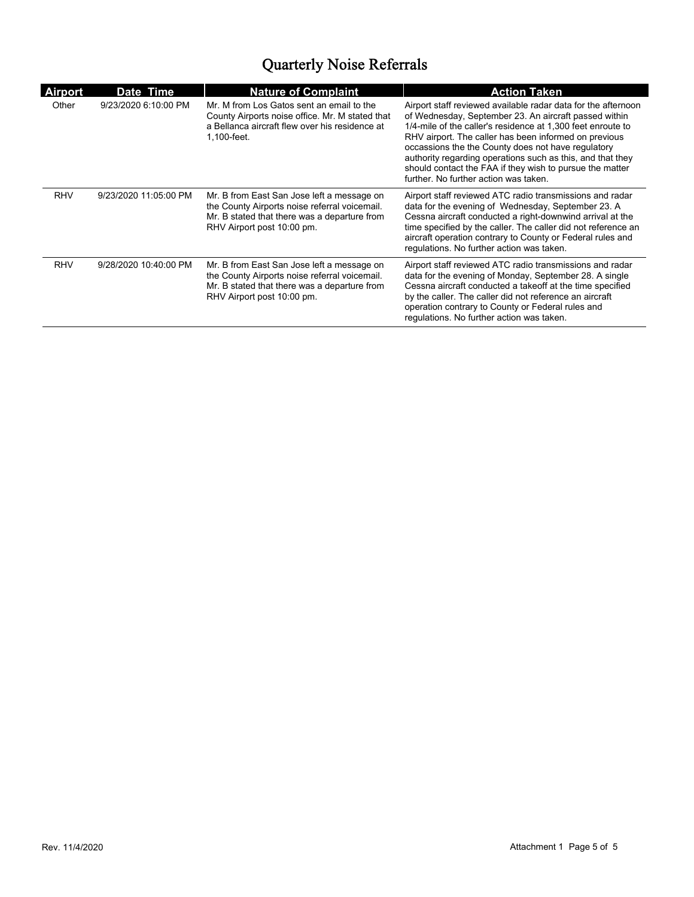# Quarterly Noise Referrals

| Airport | Date Time | Nature of Complaint | Action Taken |
|---|---|---|---|
| Other | 9/23/2020 6:10:00 PM | Mr. M from Los Gatos sent an email to the County Airports noise office. Mr. M stated that a Bellanca aircraft flew over his residence at 1,100-feet. | Airport staff reviewed available radar data for the afternoon of Wednesday, September 23. An aircraft passed within 1/4-mile of the caller's residence at 1,300 feet enroute to RHV airport. The caller has been informed on previous occassions the the County does not have regulatory authority regarding operations such as this, and that they should contact the FAA if they wish to pursue the matter further. No further action was taken. |
| RHV | 9/23/2020 11:05:00 PM | Mr. B from East San Jose left a message on the County Airports noise referral voicemail. Mr. B stated that there was a departure from RHV Airport post 10:00 pm. | Airport staff reviewed ATC radio transmissions and radar data for the evening of Wednesday, September 23. A Cessna aircraft conducted a right-downwind arrival at the time specified by the caller. The caller did not reference an aircraft operation contrary to County or Federal rules and regulations. No further action was taken. |
| RHV | 9/28/2020 10:40:00 PM | Mr. B from East San Jose left a message on the County Airports noise referral voicemail. Mr. B stated that there was a departure from RHV Airport post 10:00 pm. | Airport staff reviewed ATC radio transmissions and radar data for the evening of Monday, September 28. A single Cessna aircraft conducted a takeoff at the time specified by the caller. The caller did not reference an aircraft operation contrary to County or Federal rules and regulations. No further action was taken. |

Rev. 11/4/2020

Attachment 1